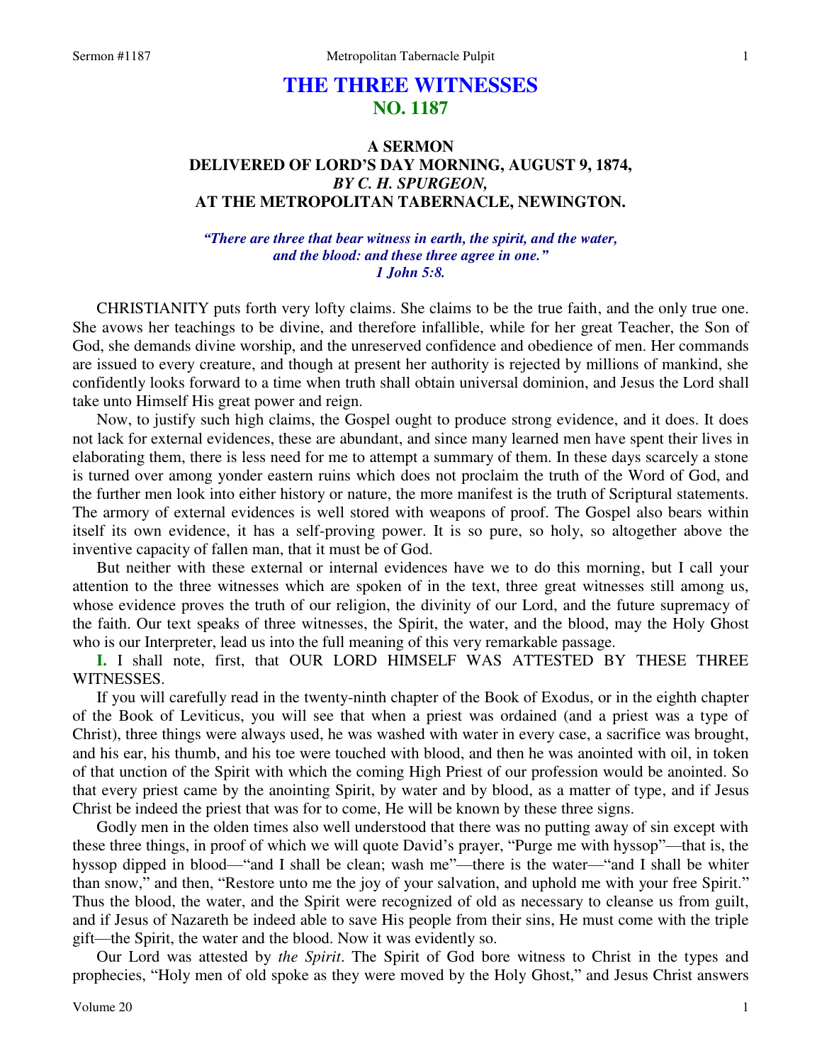# THE THREE WITNESSES
## NO. 1187

### A SERMON
### DELIVERED OF LORD'S DAY MORNING, AUGUST 9, 1874,
### *BY C. H. SPURGEON,*
### AT THE METROPOLITAN TABERNACLE, NEWINGTON.

*"There are three that bear witness in earth, the spirit, and the water, and the blood: and these three agree in one."*
*1 John 5:8.*

CHRISTIANITY puts forth very lofty claims. She claims to be the true faith, and the only true one. She avows her teachings to be divine, and therefore infallible, while for her great Teacher, the Son of God, she demands divine worship, and the unreserved confidence and obedience of men. Her commands are issued to every creature, and though at present her authority is rejected by millions of mankind, she confidently looks forward to a time when truth shall obtain universal dominion, and Jesus the Lord shall take unto Himself His great power and reign.

Now, to justify such high claims, the Gospel ought to produce strong evidence, and it does. It does not lack for external evidences, these are abundant, and since many learned men have spent their lives in elaborating them, there is less need for me to attempt a summary of them. In these days scarcely a stone is turned over among yonder eastern ruins which does not proclaim the truth of the Word of God, and the further men look into either history or nature, the more manifest is the truth of Scriptural statements. The armory of external evidences is well stored with weapons of proof. The Gospel also bears within itself its own evidence, it has a self-proving power. It is so pure, so holy, so altogether above the inventive capacity of fallen man, that it must be of God.

But neither with these external or internal evidences have we to do this morning, but I call your attention to the three witnesses which are spoken of in the text, three great witnesses still among us, whose evidence proves the truth of our religion, the divinity of our Lord, and the future supremacy of the faith. Our text speaks of three witnesses, the Spirit, the water, and the blood, may the Holy Ghost who is our Interpreter, lead us into the full meaning of this very remarkable passage.

**I.** I shall note, first, that OUR LORD HIMSELF WAS ATTESTED BY THESE THREE WITNESSES.

If you will carefully read in the twenty-ninth chapter of the Book of Exodus, or in the eighth chapter of the Book of Leviticus, you will see that when a priest was ordained (and a priest was a type of Christ), three things were always used, he was washed with water in every case, a sacrifice was brought, and his ear, his thumb, and his toe were touched with blood, and then he was anointed with oil, in token of that unction of the Spirit with which the coming High Priest of our profession would be anointed. So that every priest came by the anointing Spirit, by water and by blood, as a matter of type, and if Jesus Christ be indeed the priest that was for to come, He will be known by these three signs.

Godly men in the olden times also well understood that there was no putting away of sin except with these three things, in proof of which we will quote David's prayer, "Purge me with hyssop"—that is, the hyssop dipped in blood—"and I shall be clean; wash me"—there is the water—"and I shall be whiter than snow," and then, "Restore unto me the joy of your salvation, and uphold me with your free Spirit." Thus the blood, the water, and the Spirit were recognized of old as necessary to cleanse us from guilt, and if Jesus of Nazareth be indeed able to save His people from their sins, He must come with the triple gift—the Spirit, the water and the blood. Now it was evidently so.

Our Lord was attested by *the Spirit*. The Spirit of God bore witness to Christ in the types and prophecies, "Holy men of old spoke as they were moved by the Holy Ghost," and Jesus Christ answers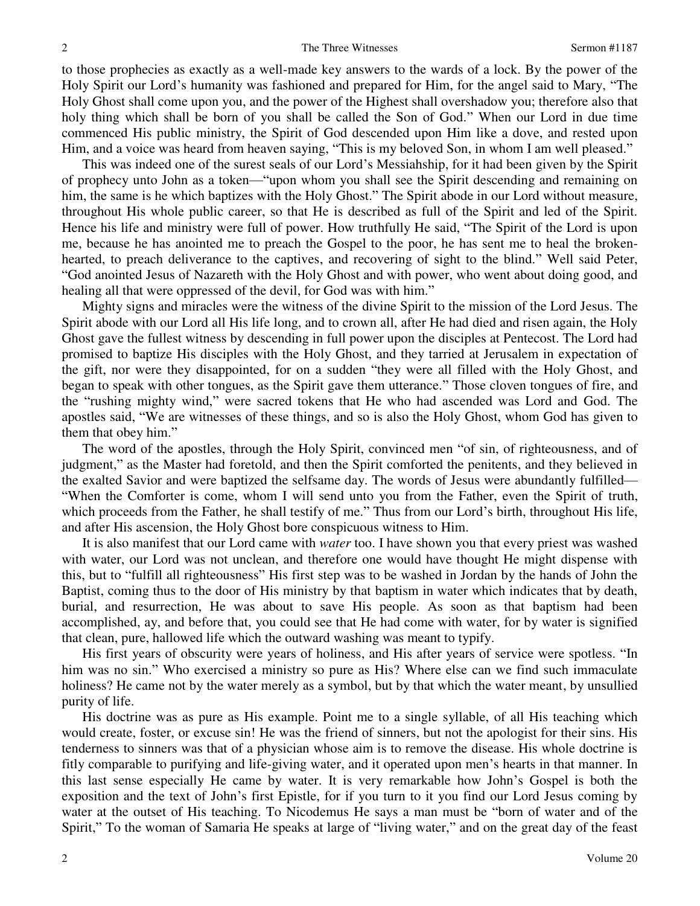to those prophecies as exactly as a well-made key answers to the wards of a lock. By the power of the Holy Spirit our Lord's humanity was fashioned and prepared for Him, for the angel said to Mary, "The Holy Ghost shall come upon you, and the power of the Highest shall overshadow you; therefore also that holy thing which shall be born of you shall be called the Son of God." When our Lord in due time commenced His public ministry, the Spirit of God descended upon Him like a dove, and rested upon Him, and a voice was heard from heaven saying, "This is my beloved Son, in whom I am well pleased."

This was indeed one of the surest seals of our Lord's Messiahship, for it had been given by the Spirit of prophecy unto John as a token—"upon whom you shall see the Spirit descending and remaining on him, the same is he which baptizes with the Holy Ghost." The Spirit abode in our Lord without measure, throughout His whole public career, so that He is described as full of the Spirit and led of the Spirit. Hence his life and ministry were full of power. How truthfully He said, "The Spirit of the Lord is upon me, because he has anointed me to preach the Gospel to the poor, he has sent me to heal the broken-hearted, to preach deliverance to the captives, and recovering of sight to the blind." Well said Peter, "God anointed Jesus of Nazareth with the Holy Ghost and with power, who went about doing good, and healing all that were oppressed of the devil, for God was with him."

Mighty signs and miracles were the witness of the divine Spirit to the mission of the Lord Jesus. The Spirit abode with our Lord all His life long, and to crown all, after He had died and risen again, the Holy Ghost gave the fullest witness by descending in full power upon the disciples at Pentecost. The Lord had promised to baptize His disciples with the Holy Ghost, and they tarried at Jerusalem in expectation of the gift, nor were they disappointed, for on a sudden "they were all filled with the Holy Ghost, and began to speak with other tongues, as the Spirit gave them utterance." Those cloven tongues of fire, and the "rushing mighty wind," were sacred tokens that He who had ascended was Lord and God. The apostles said, "We are witnesses of these things, and so is also the Holy Ghost, whom God has given to them that obey him."

The word of the apostles, through the Holy Spirit, convinced men "of sin, of righteousness, and of judgment," as the Master had foretold, and then the Spirit comforted the penitents, and they believed in the exalted Savior and were baptized the selfsame day. The words of Jesus were abundantly fulfilled—"When the Comforter is come, whom I will send unto you from the Father, even the Spirit of truth, which proceeds from the Father, he shall testify of me." Thus from our Lord's birth, throughout His life, and after His ascension, the Holy Ghost bore conspicuous witness to Him.

It is also manifest that our Lord came with *water* too. I have shown you that every priest was washed with water, our Lord was not unclean, and therefore one would have thought He might dispense with this, but to "fulfill all righteousness" His first step was to be washed in Jordan by the hands of John the Baptist, coming thus to the door of His ministry by that baptism in water which indicates that by death, burial, and resurrection, He was about to save His people. As soon as that baptism had been accomplished, ay, and before that, you could see that He had come with water, for by water is signified that clean, pure, hallowed life which the outward washing was meant to typify.

His first years of obscurity were years of holiness, and His after years of service were spotless. "In him was no sin." Who exercised a ministry so pure as His? Where else can we find such immaculate holiness? He came not by the water merely as a symbol, but by that which the water meant, by unsullied purity of life.

His doctrine was as pure as His example. Point me to a single syllable, of all His teaching which would create, foster, or excuse sin! He was the friend of sinners, but not the apologist for their sins. His tenderness to sinners was that of a physician whose aim is to remove the disease. His whole doctrine is fitly comparable to purifying and life-giving water, and it operated upon men's hearts in that manner. In this last sense especially He came by water. It is very remarkable how John's Gospel is both the exposition and the text of John's first Epistle, for if you turn to it you find our Lord Jesus coming by water at the outset of His teaching. To Nicodemus He says a man must be "born of water and of the Spirit," To the woman of Samaria He speaks at large of "living water," and on the great day of the feast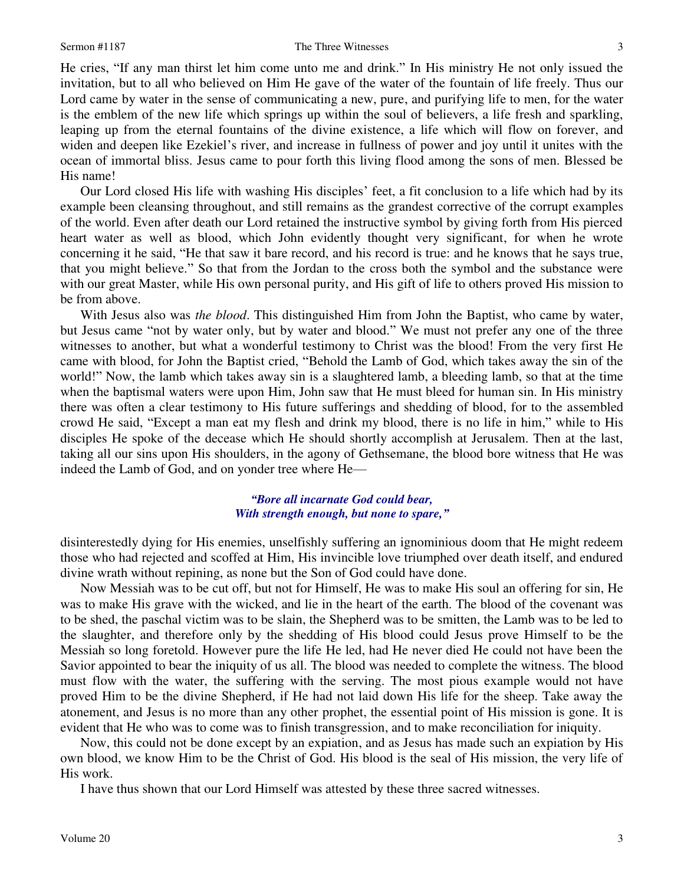He cries, "If any man thirst let him come unto me and drink." In His ministry He not only issued the invitation, but to all who believed on Him He gave of the water of the fountain of life freely. Thus our Lord came by water in the sense of communicating a new, pure, and purifying life to men, for the water is the emblem of the new life which springs up within the soul of believers, a life fresh and sparkling, leaping up from the eternal fountains of the divine existence, a life which will flow on forever, and widen and deepen like Ezekiel's river, and increase in fullness of power and joy until it unites with the ocean of immortal bliss. Jesus came to pour forth this living flood among the sons of men. Blessed be His name!

Our Lord closed His life with washing His disciples' feet, a fit conclusion to a life which had by its example been cleansing throughout, and still remains as the grandest corrective of the corrupt examples of the world. Even after death our Lord retained the instructive symbol by giving forth from His pierced heart water as well as blood, which John evidently thought very significant, for when he wrote concerning it he said, "He that saw it bare record, and his record is true: and he knows that he says true, that you might believe." So that from the Jordan to the cross both the symbol and the substance were with our great Master, while His own personal purity, and His gift of life to others proved His mission to be from above.

With Jesus also was *the blood*. This distinguished Him from John the Baptist, who came by water, but Jesus came "not by water only, but by water and blood." We must not prefer any one of the three witnesses to another, but what a wonderful testimony to Christ was the blood! From the very first He came with blood, for John the Baptist cried, "Behold the Lamb of God, which takes away the sin of the world!" Now, the lamb which takes away sin is a slaughtered lamb, a bleeding lamb, so that at the time when the baptismal waters were upon Him, John saw that He must bleed for human sin. In His ministry there was often a clear testimony to His future sufferings and shedding of blood, for to the assembled crowd He said, "Except a man eat my flesh and drink my blood, there is no life in him," while to His disciples He spoke of the decease which He should shortly accomplish at Jerusalem. Then at the last, taking all our sins upon His shoulders, in the agony of Gethsemane, the blood bore witness that He was indeed the Lamb of God, and on yonder tree where He—

> ***"Bore all incarnate God could bear,***
> ***With strength enough, but none to spare,"***

disinterestedly dying for His enemies, unselfishly suffering an ignominious doom that He might redeem those who had rejected and scoffed at Him, His invincible love triumphed over death itself, and endured divine wrath without repining, as none but the Son of God could have done.

Now Messiah was to be cut off, but not for Himself, He was to make His soul an offering for sin, He was to make His grave with the wicked, and lie in the heart of the earth. The blood of the covenant was to be shed, the paschal victim was to be slain, the Shepherd was to be smitten, the Lamb was to be led to the slaughter, and therefore only by the shedding of His blood could Jesus prove Himself to be the Messiah so long foretold. However pure the life He led, had He never died He could not have been the Savior appointed to bear the iniquity of us all. The blood was needed to complete the witness. The blood must flow with the water, the suffering with the serving. The most pious example would not have proved Him to be the divine Shepherd, if He had not laid down His life for the sheep. Take away the atonement, and Jesus is no more than any other prophet, the essential point of His mission is gone. It is evident that He who was to come was to finish transgression, and to make reconciliation for iniquity.

Now, this could not be done except by an expiation, and as Jesus has made such an expiation by His own blood, we know Him to be the Christ of God. His blood is the seal of His mission, the very life of His work.

I have thus shown that our Lord Himself was attested by these three sacred witnesses.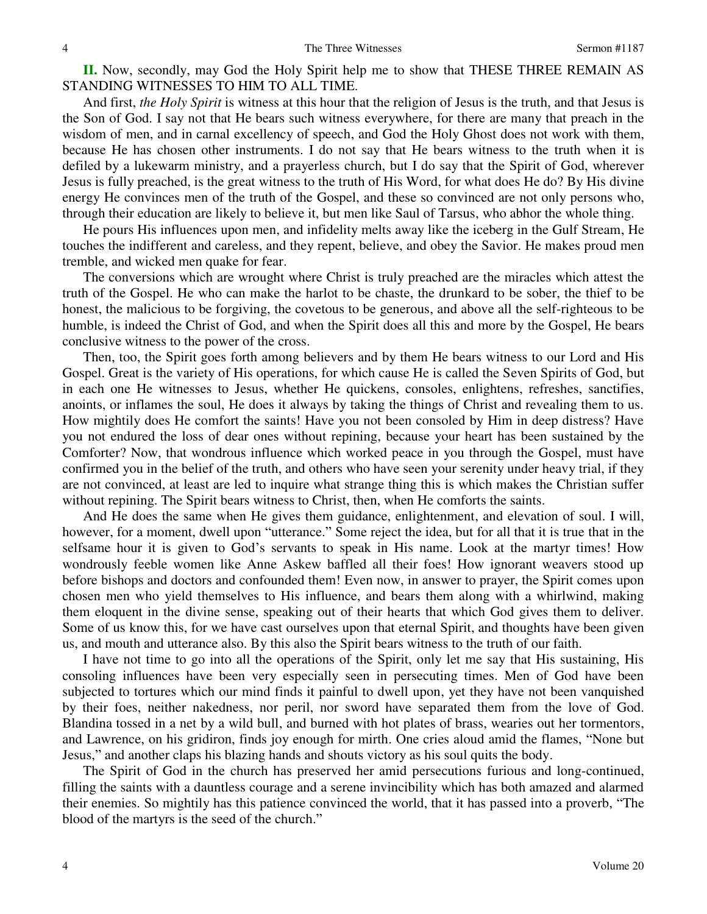**II.** Now, secondly, may God the Holy Spirit help me to show that THESE THREE REMAIN AS STANDING WITNESSES TO HIM TO ALL TIME.

And first, *the Holy Spirit* is witness at this hour that the religion of Jesus is the truth, and that Jesus is the Son of God. I say not that He bears such witness everywhere, for there are many that preach in the wisdom of men, and in carnal excellency of speech, and God the Holy Ghost does not work with them, because He has chosen other instruments. I do not say that He bears witness to the truth when it is defiled by a lukewarm ministry, and a prayerless church, but I do say that the Spirit of God, wherever Jesus is fully preached, is the great witness to the truth of His Word, for what does He do? By His divine energy He convinces men of the truth of the Gospel, and these so convinced are not only persons who, through their education are likely to believe it, but men like Saul of Tarsus, who abhor the whole thing.

He pours His influences upon men, and infidelity melts away like the iceberg in the Gulf Stream, He touches the indifferent and careless, and they repent, believe, and obey the Savior. He makes proud men tremble, and wicked men quake for fear.

The conversions which are wrought where Christ is truly preached are the miracles which attest the truth of the Gospel. He who can make the harlot to be chaste, the drunkard to be sober, the thief to be honest, the malicious to be forgiving, the covetous to be generous, and above all the self-righteous to be humble, is indeed the Christ of God, and when the Spirit does all this and more by the Gospel, He bears conclusive witness to the power of the cross.

Then, too, the Spirit goes forth among believers and by them He bears witness to our Lord and His Gospel. Great is the variety of His operations, for which cause He is called the Seven Spirits of God, but in each one He witnesses to Jesus, whether He quickens, consoles, enlightens, refreshes, sanctifies, anoints, or inflames the soul, He does it always by taking the things of Christ and revealing them to us. How mightily does He comfort the saints! Have you not been consoled by Him in deep distress? Have you not endured the loss of dear ones without repining, because your heart has been sustained by the Comforter? Now, that wondrous influence which worked peace in you through the Gospel, must have confirmed you in the belief of the truth, and others who have seen your serenity under heavy trial, if they are not convinced, at least are led to inquire what strange thing this is which makes the Christian suffer without repining. The Spirit bears witness to Christ, then, when He comforts the saints.

And He does the same when He gives them guidance, enlightenment, and elevation of soul. I will, however, for a moment, dwell upon "utterance." Some reject the idea, but for all that it is true that in the selfsame hour it is given to God's servants to speak in His name. Look at the martyr times! How wondrously feeble women like Anne Askew baffled all their foes! How ignorant weavers stood up before bishops and doctors and confounded them! Even now, in answer to prayer, the Spirit comes upon chosen men who yield themselves to His influence, and bears them along with a whirlwind, making them eloquent in the divine sense, speaking out of their hearts that which God gives them to deliver. Some of us know this, for we have cast ourselves upon that eternal Spirit, and thoughts have been given us, and mouth and utterance also. By this also the Spirit bears witness to the truth of our faith.

I have not time to go into all the operations of the Spirit, only let me say that His sustaining, His consoling influences have been very especially seen in persecuting times. Men of God have been subjected to tortures which our mind finds it painful to dwell upon, yet they have not been vanquished by their foes, neither nakedness, nor peril, nor sword have separated them from the love of God. Blandina tossed in a net by a wild bull, and burned with hot plates of brass, wearies out her tormentors, and Lawrence, on his gridiron, finds joy enough for mirth. One cries aloud amid the flames, "None but Jesus," and another claps his blazing hands and shouts victory as his soul quits the body.

The Spirit of God in the church has preserved her amid persecutions furious and long-continued, filling the saints with a dauntless courage and a serene invincibility which has both amazed and alarmed their enemies. So mightily has this patience convinced the world, that it has passed into a proverb, "The blood of the martyrs is the seed of the church."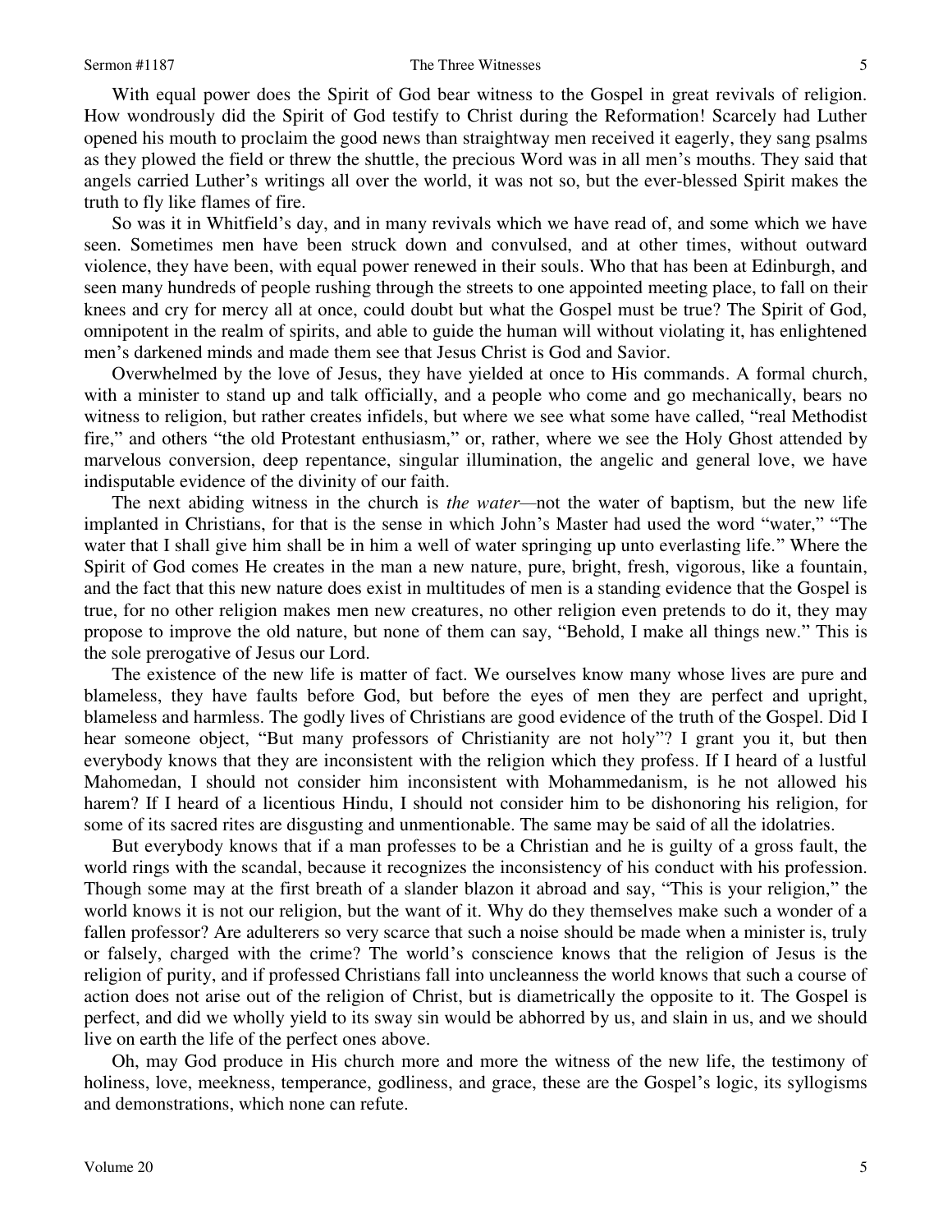With equal power does the Spirit of God bear witness to the Gospel in great revivals of religion. How wondrously did the Spirit of God testify to Christ during the Reformation! Scarcely had Luther opened his mouth to proclaim the good news than straightway men received it eagerly, they sang psalms as they plowed the field or threw the shuttle, the precious Word was in all men's mouths. They said that angels carried Luther's writings all over the world, it was not so, but the ever-blessed Spirit makes the truth to fly like flames of fire.

So was it in Whitfield's day, and in many revivals which we have read of, and some which we have seen. Sometimes men have been struck down and convulsed, and at other times, without outward violence, they have been, with equal power renewed in their souls. Who that has been at Edinburgh, and seen many hundreds of people rushing through the streets to one appointed meeting place, to fall on their knees and cry for mercy all at once, could doubt but what the Gospel must be true? The Spirit of God, omnipotent in the realm of spirits, and able to guide the human will without violating it, has enlightened men's darkened minds and made them see that Jesus Christ is God and Savior.

Overwhelmed by the love of Jesus, they have yielded at once to His commands. A formal church, with a minister to stand up and talk officially, and a people who come and go mechanically, bears no witness to religion, but rather creates infidels, but where we see what some have called, "real Methodist fire," and others "the old Protestant enthusiasm," or, rather, where we see the Holy Ghost attended by marvelous conversion, deep repentance, singular illumination, the angelic and general love, we have indisputable evidence of the divinity of our faith.

The next abiding witness in the church is *the water*—not the water of baptism, but the new life implanted in Christians, for that is the sense in which John's Master had used the word "water," "The water that I shall give him shall be in him a well of water springing up unto everlasting life." Where the Spirit of God comes He creates in the man a new nature, pure, bright, fresh, vigorous, like a fountain, and the fact that this new nature does exist in multitudes of men is a standing evidence that the Gospel is true, for no other religion makes men new creatures, no other religion even pretends to do it, they may propose to improve the old nature, but none of them can say, "Behold, I make all things new." This is the sole prerogative of Jesus our Lord.

The existence of the new life is matter of fact. We ourselves know many whose lives are pure and blameless, they have faults before God, but before the eyes of men they are perfect and upright, blameless and harmless. The godly lives of Christians are good evidence of the truth of the Gospel. Did I hear someone object, "But many professors of Christianity are not holy"? I grant you it, but then everybody knows that they are inconsistent with the religion which they profess. If I heard of a lustful Mahomedan, I should not consider him inconsistent with Mohammedanism, is he not allowed his harem? If I heard of a licentious Hindu, I should not consider him to be dishonoring his religion, for some of its sacred rites are disgusting and unmentionable. The same may be said of all the idolatries.

But everybody knows that if a man professes to be a Christian and he is guilty of a gross fault, the world rings with the scandal, because it recognizes the inconsistency of his conduct with his profession. Though some may at the first breath of a slander blazon it abroad and say, "This is your religion," the world knows it is not our religion, but the want of it. Why do they themselves make such a wonder of a fallen professor? Are adulterers so very scarce that such a noise should be made when a minister is, truly or falsely, charged with the crime? The world's conscience knows that the religion of Jesus is the religion of purity, and if professed Christians fall into uncleanness the world knows that such a course of action does not arise out of the religion of Christ, but is diametrically the opposite to it. The Gospel is perfect, and did we wholly yield to its sway sin would be abhorred by us, and slain in us, and we should live on earth the life of the perfect ones above.

Oh, may God produce in His church more and more the witness of the new life, the testimony of holiness, love, meekness, temperance, godliness, and grace, these are the Gospel's logic, its syllogisms and demonstrations, which none can refute.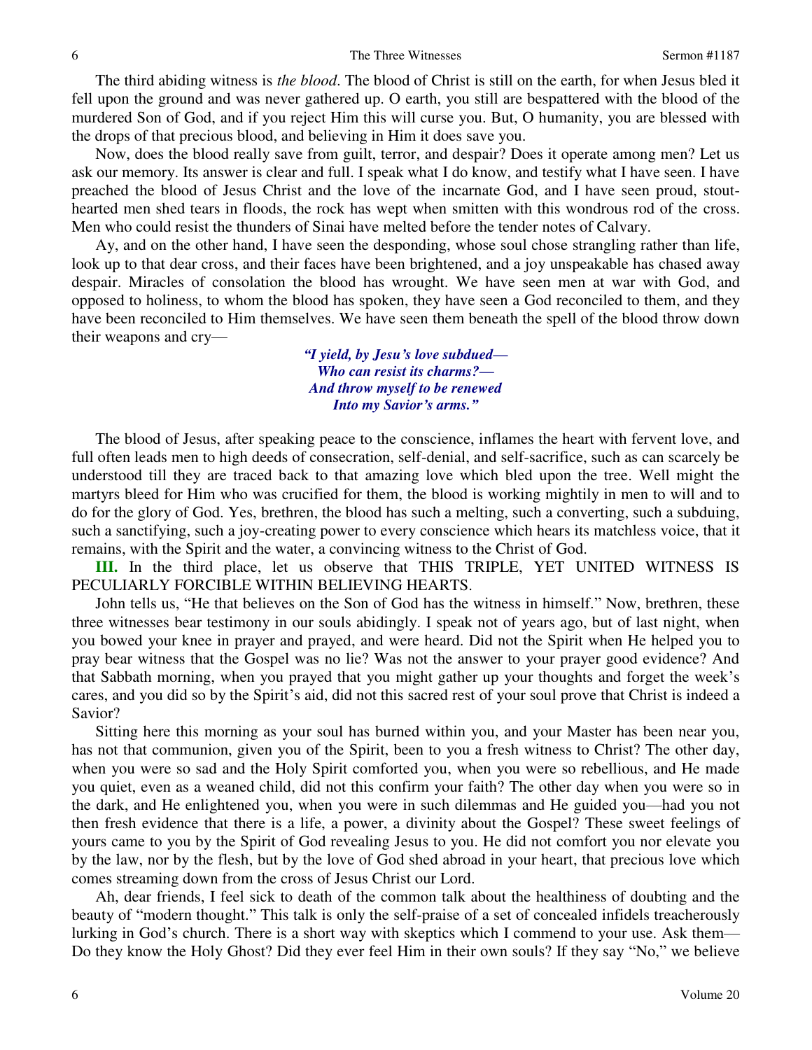The third abiding witness is *the blood*. The blood of Christ is still on the earth, for when Jesus bled it fell upon the ground and was never gathered up. O earth, you still are bespattered with the blood of the murdered Son of God, and if you reject Him this will curse you. But, O humanity, you are blessed with the drops of that precious blood, and believing in Him it does save you.

Now, does the blood really save from guilt, terror, and despair? Does it operate among men? Let us ask our memory. Its answer is clear and full. I speak what I do know, and testify what I have seen. I have preached the blood of Jesus Christ and the love of the incarnate God, and I have seen proud, stout-hearted men shed tears in floods, the rock has wept when smitten with this wondrous rod of the cross. Men who could resist the thunders of Sinai have melted before the tender notes of Calvary.

Ay, and on the other hand, I have seen the desponding, whose soul chose strangling rather than life, look up to that dear cross, and their faces have been brightened, and a joy unspeakable has chased away despair. Miracles of consolation the blood has wrought. We have seen men at war with God, and opposed to holiness, to whom the blood has spoken, they have seen a God reconciled to them, and they have been reconciled to Him themselves. We have seen them beneath the spell of the blood throw down their weapons and cry—

> ***"I yield, by Jesu's love subdued—***
> ***Who can resist its charms?—***
> ***And throw myself to be renewed***
> ***Into my Savior's arms."***

The blood of Jesus, after speaking peace to the conscience, inflames the heart with fervent love, and full often leads men to high deeds of consecration, self-denial, and self-sacrifice, such as can scarcely be understood till they are traced back to that amazing love which bled upon the tree. Well might the martyrs bleed for Him who was crucified for them, the blood is working mightily in men to will and to do for the glory of God. Yes, brethren, the blood has such a melting, such a converting, such a subduing, such a sanctifying, such a joy-creating power to every conscience which hears its matchless voice, that it remains, with the Spirit and the water, a convincing witness to the Christ of God.

**III.** In the third place, let us observe that THIS TRIPLE, YET UNITED WITNESS IS PECULIARLY FORCIBLE WITHIN BELIEVING HEARTS.

John tells us, "He that believes on the Son of God has the witness in himself." Now, brethren, these three witnesses bear testimony in our souls abidingly. I speak not of years ago, but of last night, when you bowed your knee in prayer and prayed, and were heard. Did not the Spirit when He helped you to pray bear witness that the Gospel was no lie? Was not the answer to your prayer good evidence? And that Sabbath morning, when you prayed that you might gather up your thoughts and forget the week's cares, and you did so by the Spirit's aid, did not this sacred rest of your soul prove that Christ is indeed a Savior?

Sitting here this morning as your soul has burned within you, and your Master has been near you, has not that communion, given you of the Spirit, been to you a fresh witness to Christ? The other day, when you were so sad and the Holy Spirit comforted you, when you were so rebellious, and He made you quiet, even as a weaned child, did not this confirm your faith? The other day when you were so in the dark, and He enlightened you, when you were in such dilemmas and He guided you—had you not then fresh evidence that there is a life, a power, a divinity about the Gospel? These sweet feelings of yours came to you by the Spirit of God revealing Jesus to you. He did not comfort you nor elevate you by the law, nor by the flesh, but by the love of God shed abroad in your heart, that precious love which comes streaming down from the cross of Jesus Christ our Lord.

Ah, dear friends, I feel sick to death of the common talk about the healthiness of doubting and the beauty of "modern thought." This talk is only the self-praise of a set of concealed infidels treacherously lurking in God's church. There is a short way with skeptics which I commend to your use. Ask them—Do they know the Holy Ghost? Did they ever feel Him in their own souls? If they say "No," we believe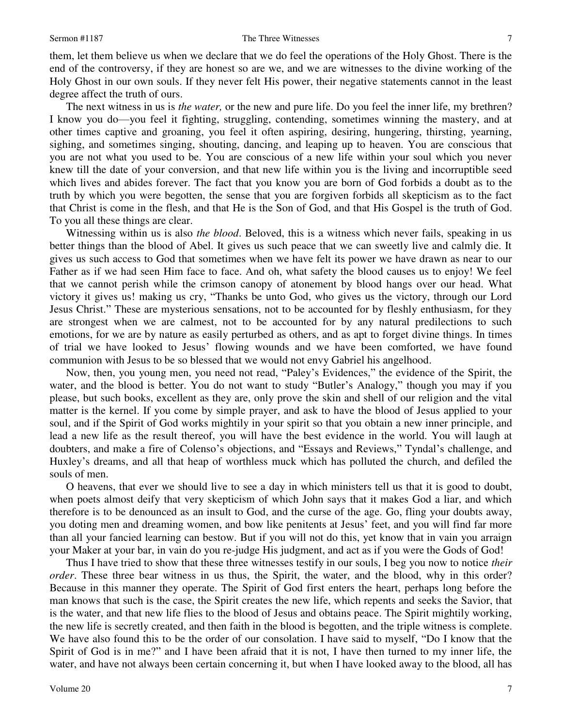them, let them believe us when we declare that we do feel the operations of the Holy Ghost. There is the end of the controversy, if they are honest so are we, and we are witnesses to the divine working of the Holy Ghost in our own souls. If they never felt His power, their negative statements cannot in the least degree affect the truth of ours.

The next witness in us is *the water,* or the new and pure life. Do you feel the inner life, my brethren? I know you do—you feel it fighting, struggling, contending, sometimes winning the mastery, and at other times captive and groaning, you feel it often aspiring, desiring, hungering, thirsting, yearning, sighing, and sometimes singing, shouting, dancing, and leaping up to heaven. You are conscious that you are not what you used to be. You are conscious of a new life within your soul which you never knew till the date of your conversion, and that new life within you is the living and incorruptible seed which lives and abides forever. The fact that you know you are born of God forbids a doubt as to the truth by which you were begotten, the sense that you are forgiven forbids all skepticism as to the fact that Christ is come in the flesh, and that He is the Son of God, and that His Gospel is the truth of God. To you all these things are clear.

Witnessing within us is also *the blood*. Beloved, this is a witness which never fails, speaking in us better things than the blood of Abel. It gives us such peace that we can sweetly live and calmly die. It gives us such access to God that sometimes when we have felt its power we have drawn as near to our Father as if we had seen Him face to face. And oh, what safety the blood causes us to enjoy! We feel that we cannot perish while the crimson canopy of atonement by blood hangs over our head. What victory it gives us! making us cry, "Thanks be unto God, who gives us the victory, through our Lord Jesus Christ." These are mysterious sensations, not to be accounted for by fleshly enthusiasm, for they are strongest when we are calmest, not to be accounted for by any natural predilections to such emotions, for we are by nature as easily perturbed as others, and as apt to forget divine things. In times of trial we have looked to Jesus' flowing wounds and we have been comforted, we have found communion with Jesus to be so blessed that we would not envy Gabriel his angelhood.

Now, then, you young men, you need not read, "Paley's Evidences," the evidence of the Spirit, the water, and the blood is better. You do not want to study "Butler's Analogy," though you may if you please, but such books, excellent as they are, only prove the skin and shell of our religion and the vital matter is the kernel. If you come by simple prayer, and ask to have the blood of Jesus applied to your soul, and if the Spirit of God works mightily in your spirit so that you obtain a new inner principle, and lead a new life as the result thereof, you will have the best evidence in the world. You will laugh at doubters, and make a fire of Colenso's objections, and "Essays and Reviews," Tyndal's challenge, and Huxley's dreams, and all that heap of worthless muck which has polluted the church, and defiled the souls of men.

O heavens, that ever we should live to see a day in which ministers tell us that it is good to doubt, when poets almost deify that very skepticism of which John says that it makes God a liar, and which therefore is to be denounced as an insult to God, and the curse of the age. Go, fling your doubts away, you doting men and dreaming women, and bow like penitents at Jesus' feet, and you will find far more than all your fancied learning can bestow. But if you will not do this, yet know that in vain you arraign your Maker at your bar, in vain do you re-judge His judgment, and act as if you were the Gods of God!

Thus I have tried to show that these three witnesses testify in our souls, I beg you now to notice *their order*. These three bear witness in us thus, the Spirit, the water, and the blood, why in this order? Because in this manner they operate. The Spirit of God first enters the heart, perhaps long before the man knows that such is the case, the Spirit creates the new life, which repents and seeks the Savior, that is the water, and that new life flies to the blood of Jesus and obtains peace. The Spirit mightily working, the new life is secretly created, and then faith in the blood is begotten, and the triple witness is complete. We have also found this to be the order of our consolation. I have said to myself, "Do I know that the Spirit of God is in me?" and I have been afraid that it is not, I have then turned to my inner life, the water, and have not always been certain concerning it, but when I have looked away to the blood, all has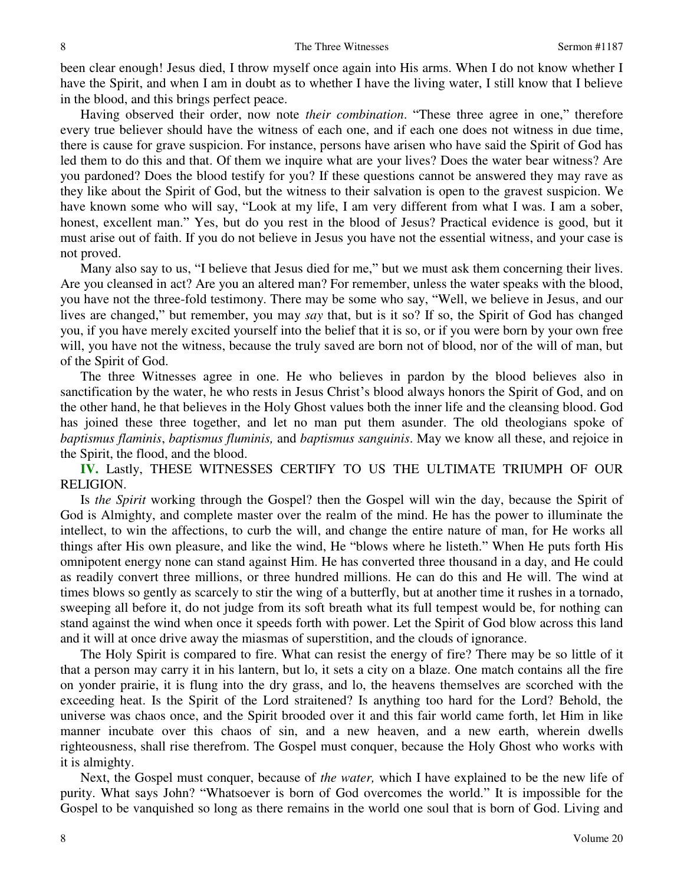been clear enough! Jesus died, I throw myself once again into His arms. When I do not know whether I have the Spirit, and when I am in doubt as to whether I have the living water, I still know that I believe in the blood, and this brings perfect peace.

Having observed their order, now note *their combination*. "These three agree in one," therefore every true believer should have the witness of each one, and if each one does not witness in due time, there is cause for grave suspicion. For instance, persons have arisen who have said the Spirit of God has led them to do this and that. Of them we inquire what are your lives? Does the water bear witness? Are you pardoned? Does the blood testify for you? If these questions cannot be answered they may rave as they like about the Spirit of God, but the witness to their salvation is open to the gravest suspicion. We have known some who will say, "Look at my life, I am very different from what I was. I am a sober, honest, excellent man." Yes, but do you rest in the blood of Jesus? Practical evidence is good, but it must arise out of faith. If you do not believe in Jesus you have not the essential witness, and your case is not proved.

Many also say to us, "I believe that Jesus died for me," but we must ask them concerning their lives. Are you cleansed in act? Are you an altered man? For remember, unless the water speaks with the blood, you have not the three-fold testimony. There may be some who say, "Well, we believe in Jesus, and our lives are changed," but remember, you may *say* that, but is it so? If so, the Spirit of God has changed you, if you have merely excited yourself into the belief that it is so, or if you were born by your own free will, you have not the witness, because the truly saved are born not of blood, nor of the will of man, but of the Spirit of God.

The three Witnesses agree in one. He who believes in pardon by the blood believes also in sanctification by the water, he who rests in Jesus Christ's blood always honors the Spirit of God, and on the other hand, he that believes in the Holy Ghost values both the inner life and the cleansing blood. God has joined these three together, and let no man put them asunder. The old theologians spoke of *baptismus flaminis*, *baptismus fluminis,* and *baptismus sanguinis*. May we know all these, and rejoice in the Spirit, the flood, and the blood.

**IV.** Lastly, THESE WITNESSES CERTIFY TO US THE ULTIMATE TRIUMPH OF OUR RELIGION.

Is *the Spirit* working through the Gospel? then the Gospel will win the day, because the Spirit of God is Almighty, and complete master over the realm of the mind. He has the power to illuminate the intellect, to win the affections, to curb the will, and change the entire nature of man, for He works all things after His own pleasure, and like the wind, He "blows where he listeth." When He puts forth His omnipotent energy none can stand against Him. He has converted three thousand in a day, and He could as readily convert three millions, or three hundred millions. He can do this and He will. The wind at times blows so gently as scarcely to stir the wing of a butterfly, but at another time it rushes in a tornado, sweeping all before it, do not judge from its soft breath what its full tempest would be, for nothing can stand against the wind when once it speeds forth with power. Let the Spirit of God blow across this land and it will at once drive away the miasmas of superstition, and the clouds of ignorance.

The Holy Spirit is compared to fire. What can resist the energy of fire? There may be so little of it that a person may carry it in his lantern, but lo, it sets a city on a blaze. One match contains all the fire on yonder prairie, it is flung into the dry grass, and lo, the heavens themselves are scorched with the exceeding heat. Is the Spirit of the Lord straitened? Is anything too hard for the Lord? Behold, the universe was chaos once, and the Spirit brooded over it and this fair world came forth, let Him in like manner incubate over this chaos of sin, and a new heaven, and a new earth, wherein dwells righteousness, shall rise therefrom. The Gospel must conquer, because the Holy Ghost who works with it is almighty.

Next, the Gospel must conquer, because of *the water,* which I have explained to be the new life of purity. What says John? "Whatsoever is born of God overcomes the world." It is impossible for the Gospel to be vanquished so long as there remains in the world one soul that is born of God. Living and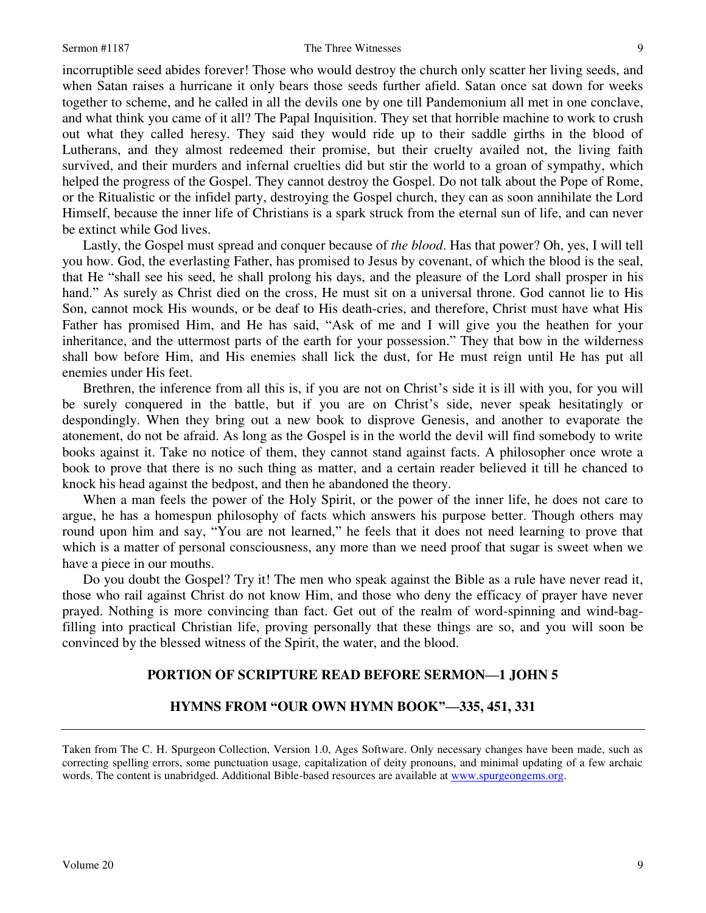incorruptible seed abides forever! Those who would destroy the church only scatter her living seeds, and when Satan raises a hurricane it only bears those seeds further afield. Satan once sat down for weeks together to scheme, and he called in all the devils one by one till Pandemonium all met in one conclave, and what think you came of it all? The Papal Inquisition. They set that horrible machine to work to crush out what they called heresy. They said they would ride up to their saddle girths in the blood of Lutherans, and they almost redeemed their promise, but their cruelty availed not, the living faith survived, and their murders and infernal cruelties did but stir the world to a groan of sympathy, which helped the progress of the Gospel. They cannot destroy the Gospel. Do not talk about the Pope of Rome, or the Ritualistic or the infidel party, destroying the Gospel church, they can as soon annihilate the Lord Himself, because the inner life of Christians is a spark struck from the eternal sun of life, and can never be extinct while God lives.

Lastly, the Gospel must spread and conquer because of *the blood*. Has that power? Oh, yes, I will tell you how. God, the everlasting Father, has promised to Jesus by covenant, of which the blood is the seal, that He "shall see his seed, he shall prolong his days, and the pleasure of the Lord shall prosper in his hand." As surely as Christ died on the cross, He must sit on a universal throne. God cannot lie to His Son, cannot mock His wounds, or be deaf to His death-cries, and therefore, Christ must have what His Father has promised Him, and He has said, "Ask of me and I will give you the heathen for your inheritance, and the uttermost parts of the earth for your possession." They that bow in the wilderness shall bow before Him, and His enemies shall lick the dust, for He must reign until He has put all enemies under His feet.

Brethren, the inference from all this is, if you are not on Christ's side it is ill with you, for you will be surely conquered in the battle, but if you are on Christ's side, never speak hesitatingly or despondingly. When they bring out a new book to disprove Genesis, and another to evaporate the atonement, do not be afraid. As long as the Gospel is in the world the devil will find somebody to write books against it. Take no notice of them, they cannot stand against facts. A philosopher once wrote a book to prove that there is no such thing as matter, and a certain reader believed it till he chanced to knock his head against the bedpost, and then he abandoned the theory.

When a man feels the power of the Holy Spirit, or the power of the inner life, he does not care to argue, he has a homespun philosophy of facts which answers his purpose better. Though others may round upon him and say, "You are not learned," he feels that it does not need learning to prove that which is a matter of personal consciousness, any more than we need proof that sugar is sweet when we have a piece in our mouths.

Do you doubt the Gospel? Try it! The men who speak against the Bible as a rule have never read it, those who rail against Christ do not know Him, and those who deny the efficacy of prayer have never prayed. Nothing is more convincing than fact. Get out of the realm of word-spinning and wind-bag-filling into practical Christian life, proving personally that these things are so, and you will soon be convinced by the blessed witness of the Spirit, the water, and the blood.

## PORTION OF SCRIPTURE READ BEFORE SERMON—1 JOHN 5

## HYMNS FROM "OUR OWN HYMN BOOK"—335, 451, 331

---

Taken from The C. H. Spurgeon Collection, Version 1.0, Ages Software. Only necessary changes have been made, such as correcting spelling errors, some punctuation usage, capitalization of deity pronouns, and minimal updating of a few archaic words. The content is unabridged. Additional Bible-based resources are available at www.spurgeongems.org.